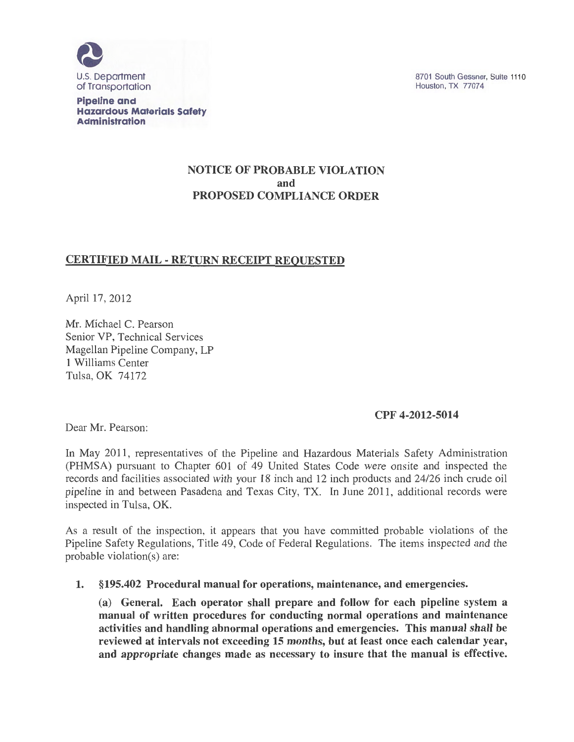U.S. Department of Transportation

**Pipeline and Hazardous Materials Safety Administration**

8701 South Gessner, Suite 1110
Houston, TX 77074

## NOTICE OF PROBABLE VIOLATION
## and
## PROPOSED COMPLIANCE ORDER

**CERTIFIED MAIL - RETURN RECEIPT REQUESTED**

April 17, 2012

Mr. Michael C. Pearson
Senior VP, Technical Services
Magellan Pipeline Company, LP
1 Williams Center
Tulsa, OK 74172

**CPF 4-2012-5014**

Dear Mr. Pearson:

In May 2011, representatives of the Pipeline and Hazardous Materials Safety Administration (PHMSA) pursuant to Chapter 601 of 49 United States Code were onsite and inspected the records and facilities associated with your 18 inch and 12 inch products and 24/26 inch crude oil pipeline in and between Pasadena and Texas City, TX. In June 2011, additional records were inspected in Tulsa, OK.

As a result of the inspection, it appears that you have committed probable violations of the Pipeline Safety Regulations, Title 49, Code of Federal Regulations. The items inspected and the probable violation(s) are:

1. **§195.402 Procedural manual for operations, maintenance, and emergencies.**

   **(a) General. Each operator shall prepare and follow for each pipeline system a manual of written procedures for conducting normal operations and maintenance activities and handling abnormal operations and emergencies. This manual shall be reviewed at intervals not exceeding 15 months, but at least once each calendar year, and appropriate changes made as necessary to insure that the manual is effective.**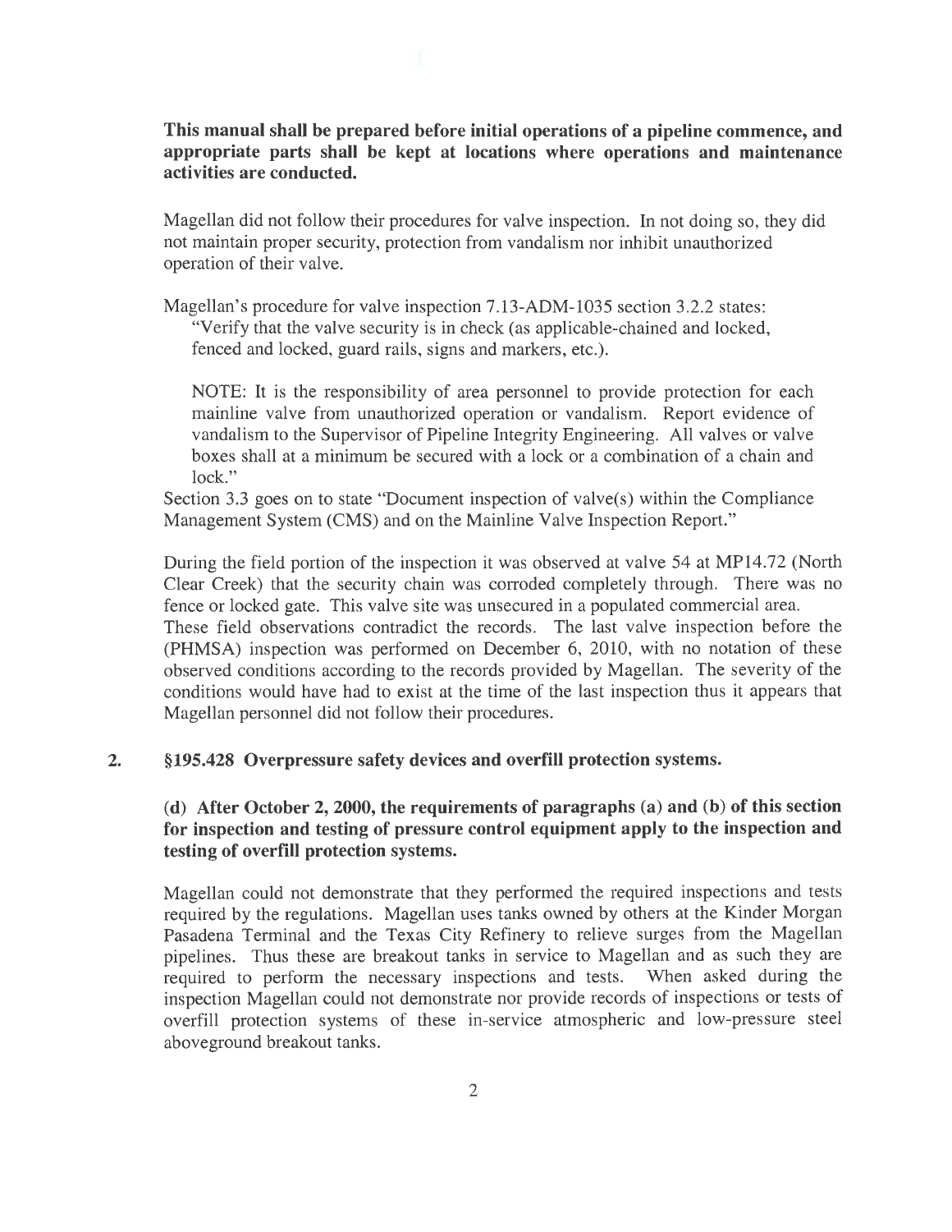**This manual shall be prepared before initial operations of a pipeline commence, and appropriate parts shall be kept at locations where operations and maintenance activities are conducted.**

Magellan did not follow their procedures for valve inspection. In not doing so, they did not maintain proper security, protection from vandalism nor inhibit unauthorized operation of their valve.

Magellan's procedure for valve inspection 7.13-ADM-1035 section 3.2.2 states:

> "Verify that the valve security is in check (as applicable-chained and locked, fenced and locked, guard rails, signs and markers, etc.).
>
> NOTE: It is the responsibility of area personnel to provide protection for each mainline valve from unauthorized operation or vandalism. Report evidence of vandalism to the Supervisor of Pipeline Integrity Engineering. All valves or valve boxes shall at a minimum be secured with a lock or a combination of a chain and lock."

Section 3.3 goes on to state "Document inspection of valve(s) within the Compliance Management System (CMS) and on the Mainline Valve Inspection Report."

During the field portion of the inspection it was observed at valve 54 at MP14.72 (North Clear Creek) that the security chain was corroded completely through. There was no fence or locked gate. This valve site was unsecured in a populated commercial area. These field observations contradict the records. The last valve inspection before the (PHMSA) inspection was performed on December 6, 2010, with no notation of these observed conditions according to the records provided by Magellan. The severity of the conditions would have had to exist at the time of the last inspection thus it appears that Magellan personnel did not follow their procedures.

**2. §195.428 Overpressure safety devices and overfill protection systems.**

**(d) After October 2, 2000, the requirements of paragraphs (a) and (b) of this section for inspection and testing of pressure control equipment apply to the inspection and testing of overfill protection systems.**

Magellan could not demonstrate that they performed the required inspections and tests required by the regulations. Magellan uses tanks owned by others at the Kinder Morgan Pasadena Terminal and the Texas City Refinery to relieve surges from the Magellan pipelines. Thus these are breakout tanks in service to Magellan and as such they are required to perform the necessary inspections and tests. When asked during the inspection Magellan could not demonstrate nor provide records of inspections or tests of overfill protection systems of these in-service atmospheric and low-pressure steel aboveground breakout tanks.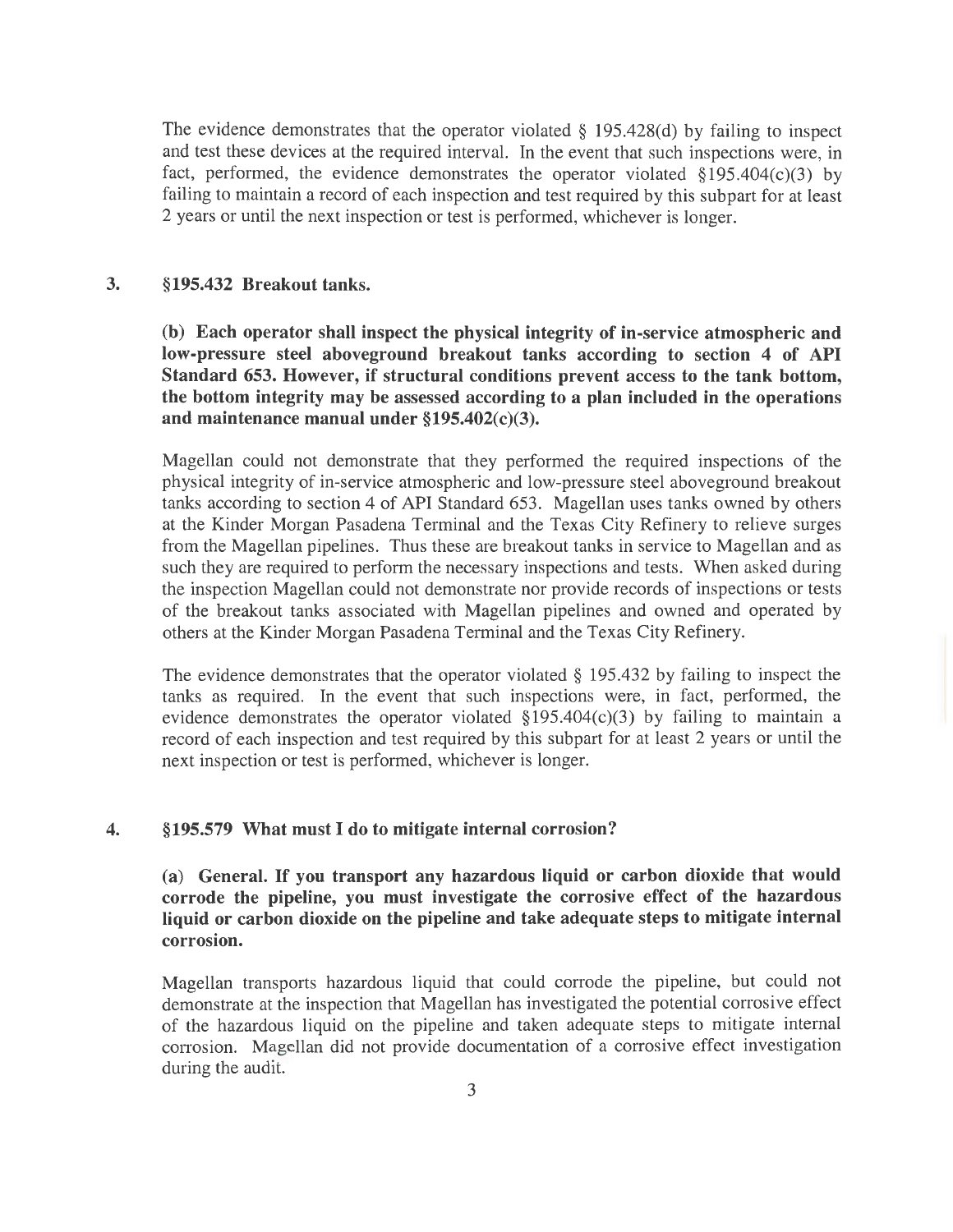The evidence demonstrates that the operator violated § 195.428(d) by failing to inspect and test these devices at the required interval. In the event that such inspections were, in fact, performed, the evidence demonstrates the operator violated §195.404(c)(3) by failing to maintain a record of each inspection and test required by this subpart for at least 2 years or until the next inspection or test is performed, whichever is longer.

### 3. §195.432 Breakout tanks.

**(b) Each operator shall inspect the physical integrity of in-service atmospheric and low-pressure steel aboveground breakout tanks according to section 4 of API Standard 653. However, if structural conditions prevent access to the tank bottom, the bottom integrity may be assessed according to a plan included in the operations and maintenance manual under §195.402(c)(3).**

Magellan could not demonstrate that they performed the required inspections of the physical integrity of in-service atmospheric and low-pressure steel aboveground breakout tanks according to section 4 of API Standard 653. Magellan uses tanks owned by others at the Kinder Morgan Pasadena Terminal and the Texas City Refinery to relieve surges from the Magellan pipelines. Thus these are breakout tanks in service to Magellan and as such they are required to perform the necessary inspections and tests. When asked during the inspection Magellan could not demonstrate nor provide records of inspections or tests of the breakout tanks associated with Magellan pipelines and owned and operated by others at the Kinder Morgan Pasadena Terminal and the Texas City Refinery.

The evidence demonstrates that the operator violated § 195.432 by failing to inspect the tanks as required. In the event that such inspections were, in fact, performed, the evidence demonstrates the operator violated §195.404(c)(3) by failing to maintain a record of each inspection and test required by this subpart for at least 2 years or until the next inspection or test is performed, whichever is longer.

### 4. §195.579 What must I do to mitigate internal corrosion?

**(a) General. If you transport any hazardous liquid or carbon dioxide that would corrode the pipeline, you must investigate the corrosive effect of the hazardous liquid or carbon dioxide on the pipeline and take adequate steps to mitigate internal corrosion.**

Magellan transports hazardous liquid that could corrode the pipeline, but could not demonstrate at the inspection that Magellan has investigated the potential corrosive effect of the hazardous liquid on the pipeline and taken adequate steps to mitigate internal corrosion. Magellan did not provide documentation of a corrosive effect investigation during the audit.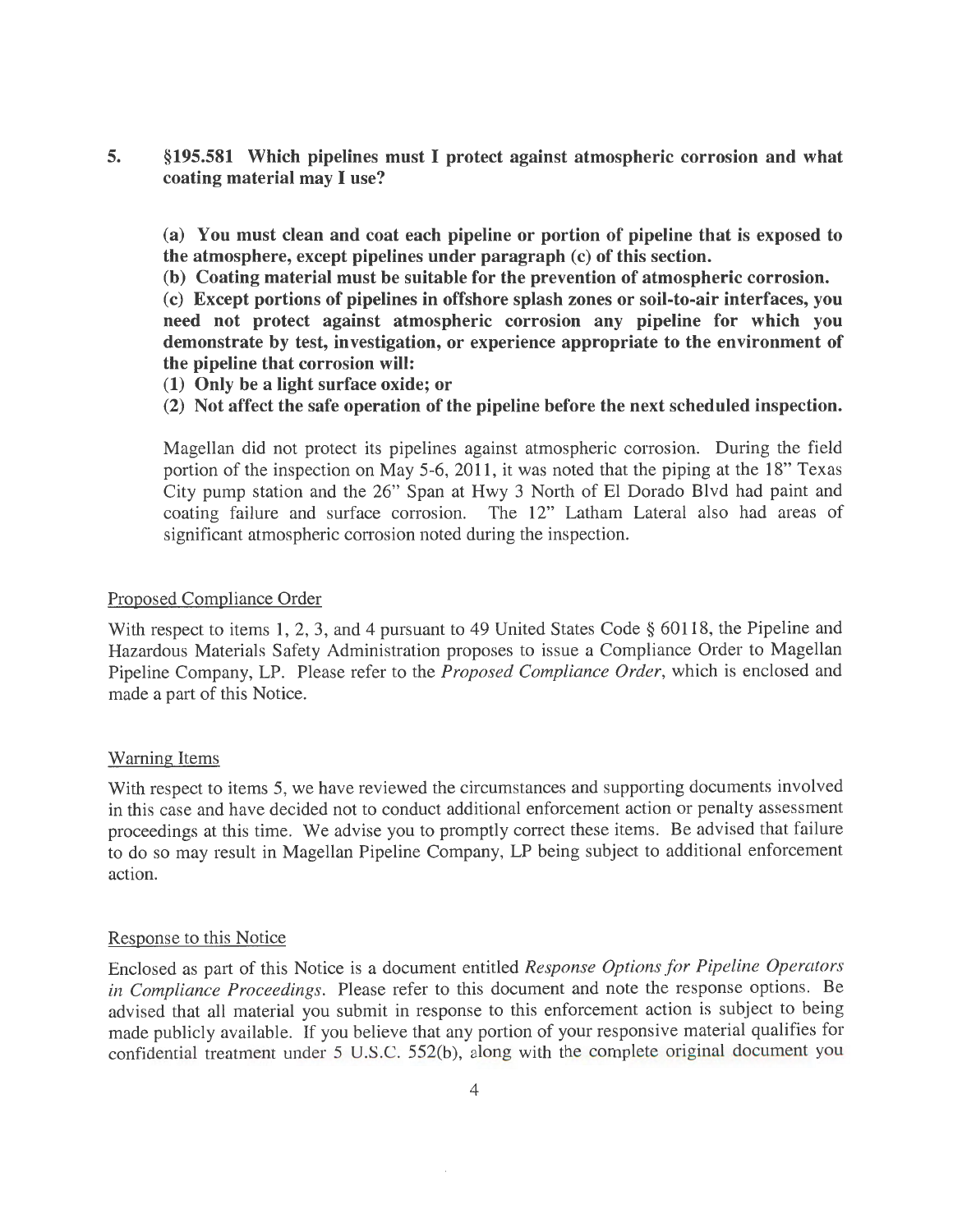5. **§195.581 Which pipelines must I protect against atmospheric corrosion and what coating material may I use?**

   **(a) You must clean and coat each pipeline or portion of pipeline that is exposed to the atmosphere, except pipelines under paragraph (c) of this section.**
   **(b) Coating material must be suitable for the prevention of atmospheric corrosion.**
   **(c) Except portions of pipelines in offshore splash zones or soil-to-air interfaces, you need not protect against atmospheric corrosion any pipeline for which you demonstrate by test, investigation, or experience appropriate to the environment of the pipeline that corrosion will:**
   **(1) Only be a light surface oxide; or**
   **(2) Not affect the safe operation of the pipeline before the next scheduled inspection.**

   Magellan did not protect its pipelines against atmospheric corrosion. During the field portion of the inspection on May 5-6, 2011, it was noted that the piping at the 18" Texas City pump station and the 26" Span at Hwy 3 North of El Dorado Blvd had paint and coating failure and surface corrosion. The 12" Latham Lateral also had areas of significant atmospheric corrosion noted during the inspection.

Proposed Compliance Order

With respect to items 1, 2, 3, and 4 pursuant to 49 United States Code § 60118, the Pipeline and Hazardous Materials Safety Administration proposes to issue a Compliance Order to Magellan Pipeline Company, LP. Please refer to the *Proposed Compliance Order*, which is enclosed and made a part of this Notice.

Warning Items

With respect to items 5, we have reviewed the circumstances and supporting documents involved in this case and have decided not to conduct additional enforcement action or penalty assessment proceedings at this time. We advise you to promptly correct these items. Be advised that failure to do so may result in Magellan Pipeline Company, LP being subject to additional enforcement action.

Response to this Notice

Enclosed as part of this Notice is a document entitled *Response Options for Pipeline Operators in Compliance Proceedings*. Please refer to this document and note the response options. Be advised that all material you submit in response to this enforcement action is subject to being made publicly available. If you believe that any portion of your responsive material qualifies for confidential treatment under 5 U.S.C. 552(b), along with the complete original document you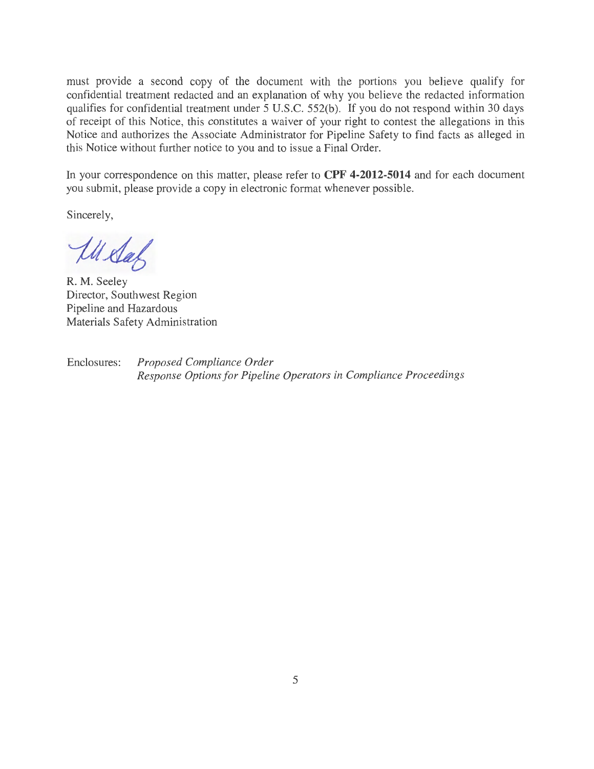must provide a second copy of the document with the portions you believe qualify for confidential treatment redacted and an explanation of why you believe the redacted information qualifies for confidential treatment under 5 U.S.C. 552(b). If you do not respond within 30 days of receipt of this Notice, this constitutes a waiver of your right to contest the allegations in this Notice and authorizes the Associate Administrator for Pipeline Safety to find facts as alleged in this Notice without further notice to you and to issue a Final Order.

In your correspondence on this matter, please refer to **CPF 4-2012-5014** and for each document you submit, please provide a copy in electronic format whenever possible.

Sincerely,

R. M. Seeley
Director, Southwest Region
Pipeline and Hazardous
Materials Safety Administration

Enclosures: *Proposed Compliance Order*
*Response Options for Pipeline Operators in Compliance Proceedings*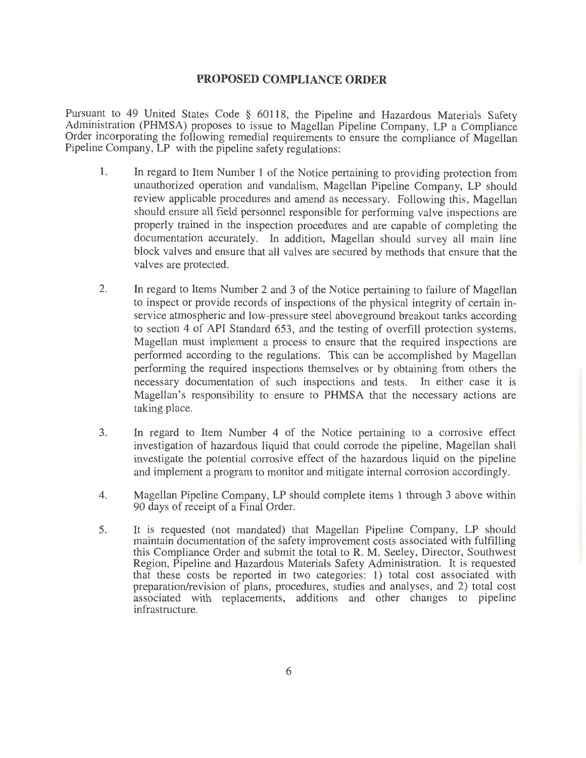## PROPOSED COMPLIANCE ORDER

Pursuant to 49 United States Code § 60118, the Pipeline and Hazardous Materials Safety Administration (PHMSA) proposes to issue to Magellan Pipeline Company, LP a Compliance Order incorporating the following remedial requirements to ensure the compliance of Magellan Pipeline Company, LP with the pipeline safety regulations:

1. In regard to Item Number 1 of the Notice pertaining to providing protection from unauthorized operation and vandalism, Magellan Pipeline Company, LP should review applicable procedures and amend as necessary. Following this, Magellan should ensure all field personnel responsible for performing valve inspections are properly trained in the inspection procedures and are capable of completing the documentation accurately. In addition, Magellan should survey all main line block valves and ensure that all valves are secured by methods that ensure that the valves are protected.

2. In regard to Items Number 2 and 3 of the Notice pertaining to failure of Magellan to inspect or provide records of inspections of the physical integrity of certain in-service atmospheric and low-pressure steel aboveground breakout tanks according to section 4 of API Standard 653, and the testing of overfill protection systems. Magellan must implement a process to ensure that the required inspections are performed according to the regulations. This can be accomplished by Magellan performing the required inspections themselves or by obtaining from others the necessary documentation of such inspections and tests. In either case it is Magellan's responsibility to ensure to PHMSA that the necessary actions are taking place.

3. In regard to Item Number 4 of the Notice pertaining to a corrosive effect investigation of hazardous liquid that could corrode the pipeline, Magellan shall investigate the potential corrosive effect of the hazardous liquid on the pipeline and implement a program to monitor and mitigate internal corrosion accordingly.

4. Magellan Pipeline Company, LP should complete items 1 through 3 above within 90 days of receipt of a Final Order.

5. It is requested (not mandated) that Magellan Pipeline Company, LP should maintain documentation of the safety improvement costs associated with fulfilling this Compliance Order and submit the total to R. M. Seeley, Director, Southwest Region, Pipeline and Hazardous Materials Safety Administration. It is requested that these costs be reported in two categories: 1) total cost associated with preparation/revision of plans, procedures, studies and analyses, and 2) total cost associated with replacements, additions and other changes to pipeline infrastructure.